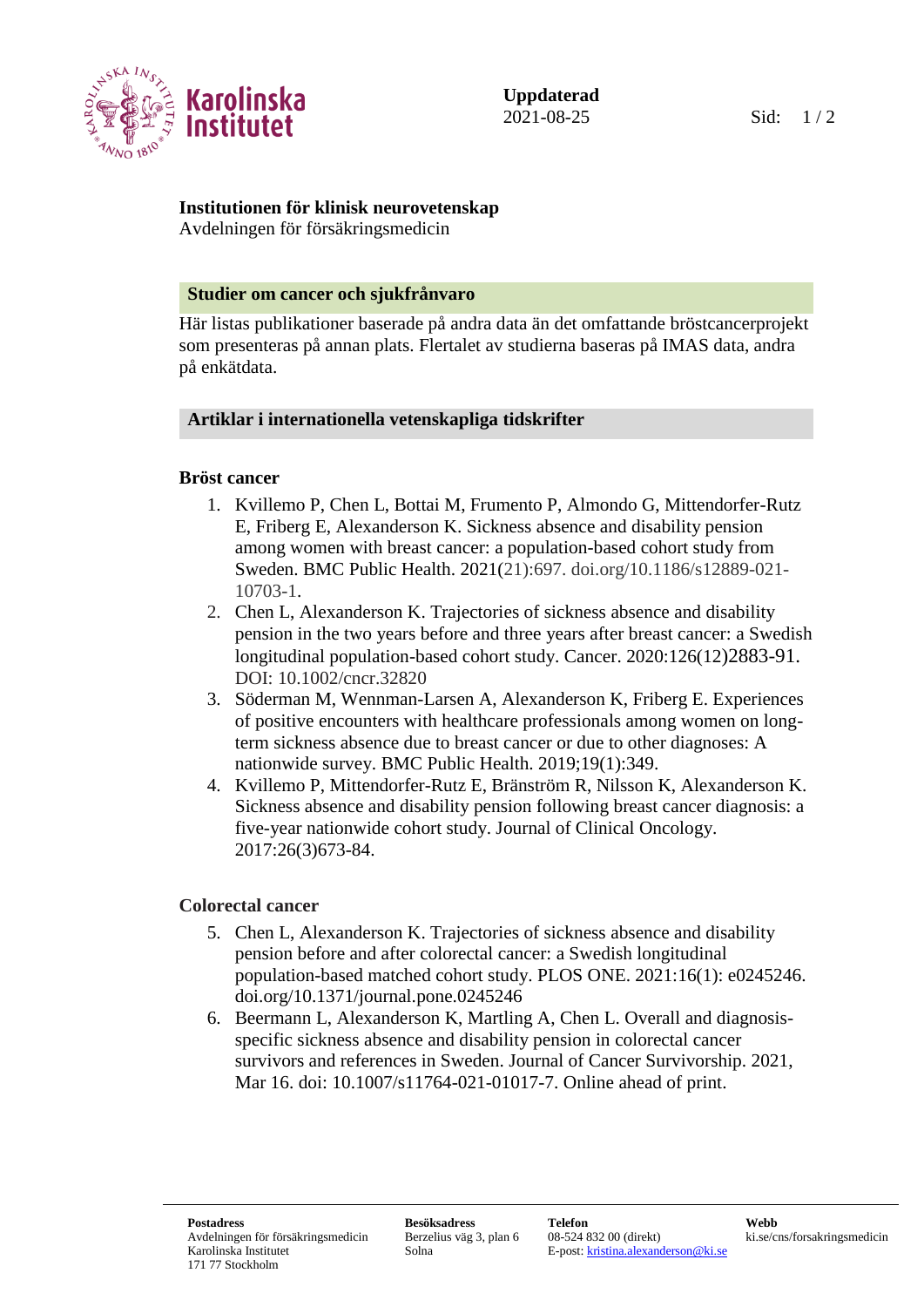**Uppdaterad**
2021-08-25

**Institutionen för klinisk neurovetenskap**
Avdelningen för försäkringsmedicin

## Studier om cancer och sjukfrånvaro

Här listas publikationer baserade på andra data än det omfattande bröstcancerprojekt som presenteras på annan plats. Flertalet av studierna baseras på IMAS data, andra på enkätdata.

## Artiklar i internationella vetenskapliga tidskrifter

### Bröst cancer

1. Kvillemo P, Chen L, Bottai M, Frumento P, Almondo G, Mittendorfer-Rutz E, Friberg E, Alexanderson K. Sickness absence and disability pension among women with breast cancer: a population-based cohort study from Sweden. BMC Public Health. 2021(21):697. doi.org/10.1186/s12889-021-10703-1.
2. Chen L, Alexanderson K. Trajectories of sickness absence and disability pension in the two years before and three years after breast cancer: a Swedish longitudinal population-based cohort study. Cancer. 2020:126(12)2883-91. DOI: 10.1002/cncr.32820
3. Söderman M, Wennman-Larsen A, Alexanderson K, Friberg E. Experiences of positive encounters with healthcare professionals among women on long-term sickness absence due to breast cancer or due to other diagnoses: A nationwide survey. BMC Public Health. 2019;19(1):349.
4. Kvillemo P, Mittendorfer-Rutz E, Bränström R, Nilsson K, Alexanderson K. Sickness absence and disability pension following breast cancer diagnosis: a five-year nationwide cohort study. Journal of Clinical Oncology. 2017:26(3)673-84.

### Colorectal cancer

5. Chen L, Alexanderson K. Trajectories of sickness absence and disability pension before and after colorectal cancer: a Swedish longitudinal population-based matched cohort study. PLOS ONE. 2021:16(1): e0245246. doi.org/10.1371/journal.pone.0245246
6. Beermann L, Alexanderson K, Martling A, Chen L. Overall and diagnosis-specific sickness absence and disability pension in colorectal cancer survivors and references in Sweden. Journal of Cancer Survivorship. 2021, Mar 16. doi: 10.1007/s11764-021-01017-7. Online ahead of print.

**Postadress**
Avdelningen för försäkringsmedicin
Karolinska Institutet
171 77 Stockholm

**Besöksadress**
Berzelius väg 3, plan 6
Solna

**Telefon**
08-524 832 00 (direkt)
E-post: kristina.alexanderson@ki.se

**Webb**
ki.se/cns/forsakringsmedicin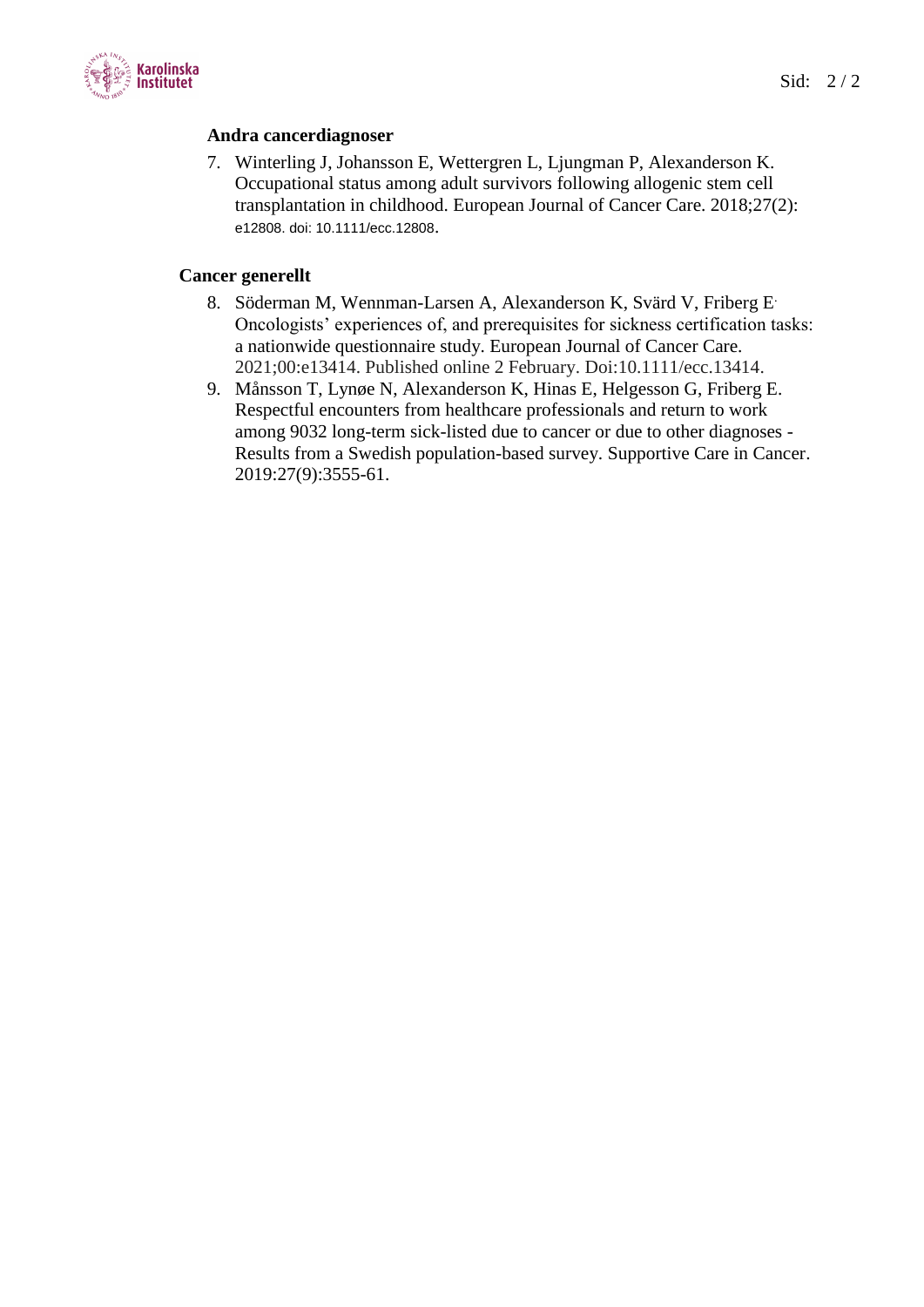**Andra cancerdiagnoser**

7. Winterling J, Johansson E, Wettergren L, Ljungman P, Alexanderson K. Occupational status among adult survivors following allogenic stem cell transplantation in childhood. European Journal of Cancer Care. 2018;27(2): e12808. doi: 10.1111/ecc.12808.

**Cancer generellt**

8. Söderman M, Wennman-Larsen A, Alexanderson K, Svärd V, Friberg E. Oncologists' experiences of, and prerequisites for sickness certification tasks: a nationwide questionnaire study. European Journal of Cancer Care. 2021;00:e13414. Published online 2 February. Doi:10.1111/ecc.13414.
9. Månsson T, Lynøe N, Alexanderson K, Hinas E, Helgesson G, Friberg E. Respectful encounters from healthcare professionals and return to work among 9032 long-term sick-listed due to cancer or due to other diagnoses - Results from a Swedish population-based survey. Supportive Care in Cancer. 2019:27(9):3555-61.